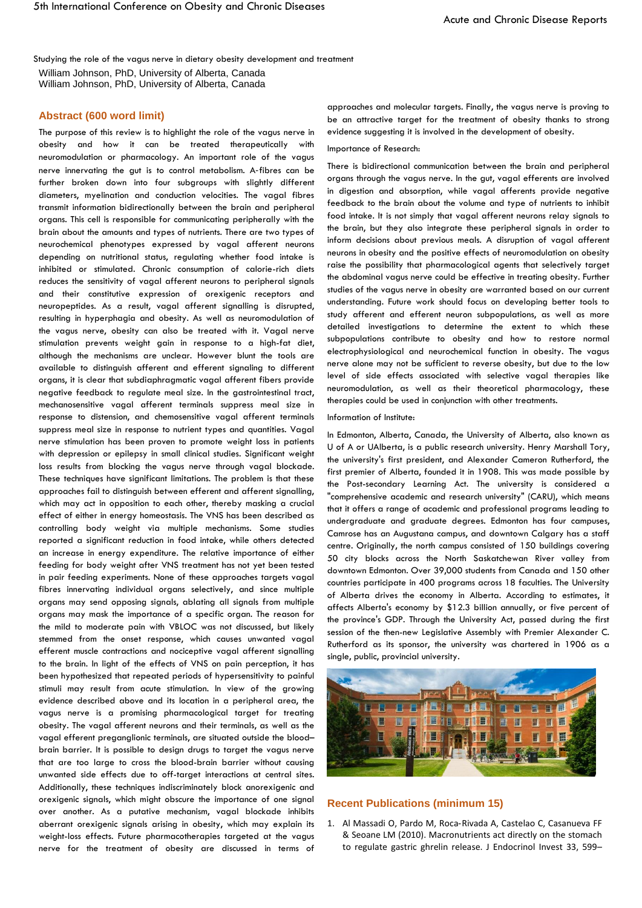Studying the role of the vagus nerve in dietary obesity development and treatment

William Johnson, PhD, University of Alberta, Canada
William Johnson, PhD, University of Alberta, Canada

## Abstract (600 word limit)

The purpose of this review is to highlight the role of the vagus nerve in obesity and how it can be treated therapeutically with neuromodulation or pharmacology. An important role of the vagus nerve innervating the gut is to control metabolism. A-fibres can be further broken down into four subgroups with slightly different diameters, myelination and conduction velocities. The vagal fibres transmit information bidirectionally between the brain and peripheral organs. This cell is responsible for communicating peripherally with the brain about the amounts and types of nutrients. There are two types of neurochemical phenotypes expressed by vagal afferent neurons depending on nutritional status, regulating whether food intake is inhibited or stimulated. Chronic consumption of calorie-rich diets reduces the sensitivity of vagal afferent neurons to peripheral signals and their constitutive expression of orexigenic receptors and neuropeptides. As a result, vagal afferent signalling is disrupted, resulting in hyperphagia and obesity. As well as neuromodulation of the vagus nerve, obesity can also be treated with it. Vagal nerve stimulation prevents weight gain in response to a high-fat diet, although the mechanisms are unclear. However blunt the tools are available to distinguish afferent and efferent signaling to different organs, it is clear that subdiaphragmatic vagal afferent fibers provide negative feedback to regulate meal size. In the gastrointestinal tract, mechanosensitive vagal afferent terminals suppress meal size in response to distension, and chemosensitive vagal afferent terminals suppress meal size in response to nutrient types and quantities. Vagal nerve stimulation has been proven to promote weight loss in patients with depression or epilepsy in small clinical studies. Significant weight loss results from blocking the vagus nerve through vagal blockade. These techniques have significant limitations. The problem is that these approaches fail to distinguish between efferent and afferent signalling, which may act in opposition to each other, thereby masking a crucial effect of either in energy homeostasis. The VNS has been described as controlling body weight via multiple mechanisms. Some studies reported a significant reduction in food intake, while others detected an increase in energy expenditure. The relative importance of either feeding for body weight after VNS treatment has not yet been tested in pair feeding experiments. None of these approaches targets vagal fibres innervating individual organs selectively, and since multiple organs may send opposing signals, ablating all signals from multiple organs may mask the importance of a specific organ. The reason for the mild to moderate pain with VBLOC was not discussed, but likely stemmed from the onset response, which causes unwanted vagal efferent muscle contractions and nociceptive vagal afferent signalling to the brain. In light of the effects of VNS on pain perception, it has been hypothesized that repeated periods of hypersensitivity to painful stimuli may result from acute stimulation. In view of the growing evidence described above and its location in a peripheral area, the vagus nerve is a promising pharmacological target for treating obesity. The vagal afferent neurons and their terminals, as well as the vagal efferent preganglionic terminals, are situated outside the blood–brain barrier. It is possible to design drugs to target the vagus nerve that are too large to cross the blood-brain barrier without causing unwanted side effects due to off-target interactions at central sites. Additionally, these techniques indiscriminately block anorexigenic and orexigenic signals, which might obscure the importance of one signal over another. As a putative mechanism, vagal blockade inhibits aberrant orexigenic signals arising in obesity, which may explain its weight-loss effects. Future pharmacotherapies targeted at the vagus nerve for the treatment of obesity are discussed in terms of approaches and molecular targets. Finally, the vagus nerve is proving to be an attractive target for the treatment of obesity thanks to strong evidence suggesting it is involved in the development of obesity.

Importance of Research:

There is bidirectional communication between the brain and peripheral organs through the vagus nerve. In the gut, vagal efferents are involved in digestion and absorption, while vagal afferents provide negative feedback to the brain about the volume and type of nutrients to inhibit food intake. It is not simply that vagal afferent neurons relay signals to the brain, but they also integrate these peripheral signals in order to inform decisions about previous meals. A disruption of vagal afferent neurons in obesity and the positive effects of neuromodulation on obesity raise the possibility that pharmacological agents that selectively target the abdominal vagus nerve could be effective in treating obesity. Further studies of the vagus nerve in obesity are warranted based on our current understanding. Future work should focus on developing better tools to study afferent and efferent neuron subpopulations, as well as more detailed investigations to determine the extent to which these subpopulations contribute to obesity and how to restore normal electrophysiological and neurochemical function in obesity. The vagus nerve alone may not be sufficient to reverse obesity, but due to the low level of side effects associated with selective vagal therapies like neuromodulation, as well as their theoretical pharmacology, these therapies could be used in conjunction with other treatments.

Information of Institute:

In Edmonton, Alberta, Canada, the University of Alberta, also known as U of A or UAlberta, is a public research university. Henry Marshall Tory, the university's first president, and Alexander Cameron Rutherford, the first premier of Alberta, founded it in 1908. This was made possible by the Post-secondary Learning Act. The university is considered a "comprehensive academic and research university" (CARU), which means that it offers a range of academic and professional programs leading to undergraduate and graduate degrees. Edmonton has four campuses, Camrose has an Augustana campus, and downtown Calgary has a staff centre. Originally, the north campus consisted of 150 buildings covering 50 city blocks across the North Saskatchewan River valley from downtown Edmonton. Over 39,000 students from Canada and 150 other countries participate in 400 programs across 18 faculties. The University of Alberta drives the economy in Alberta. According to estimates, it affects Alberta's economy by $12.3 billion annually, or five percent of the province's GDP. Through the University Act, passed during the first session of the then-new Legislative Assembly with Premier Alexander C. Rutherford as its sponsor, the university was chartered in 1906 as a single, public, provincial university.

## Recent Publications (minimum 15)

1. Al Massadi O, Pardo M, Roca-Rivada A, Castelao C, Casanueva FF & Seoane LM (2010). Macronutrients act directly on the stomach to regulate gastric ghrelin release. J Endocrinol Invest 33, 599–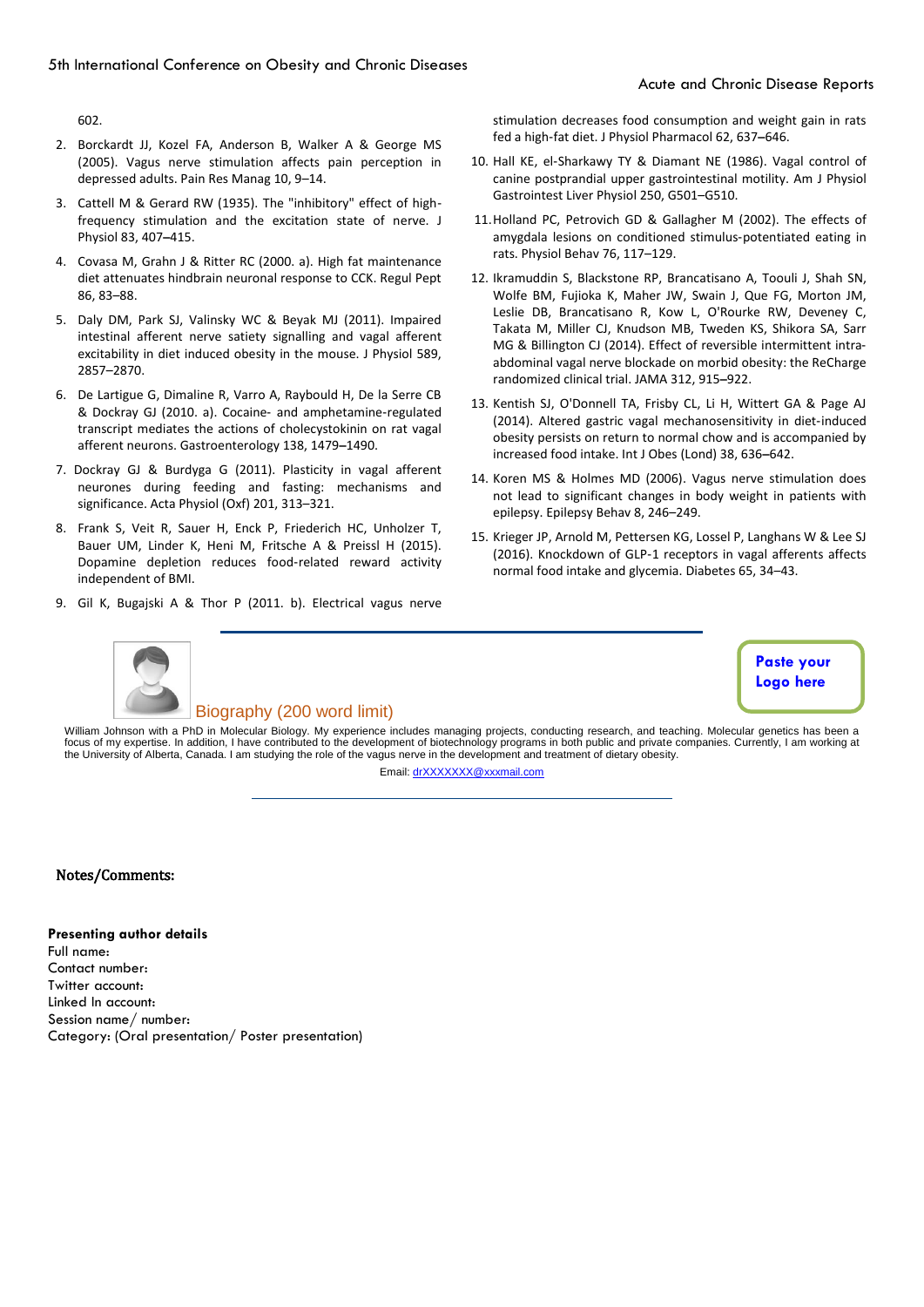602.

2. Borckardt JJ, Kozel FA, Anderson B, Walker A & George MS (2005). Vagus nerve stimulation affects pain perception in depressed adults. Pain Res Manag 10, 9–14.
3. Cattell M & Gerard RW (1935). The "inhibitory" effect of high-frequency stimulation and the excitation state of nerve. J Physiol 83, 407–415.
4. Covasa M, Grahn J & Ritter RC (2000. a). High fat maintenance diet attenuates hindbrain neuronal response to CCK. Regul Pept 86, 83–88.
5. Daly DM, Park SJ, Valinsky WC & Beyak MJ (2011). Impaired intestinal afferent nerve satiety signalling and vagal afferent excitability in diet induced obesity in the mouse. J Physiol 589, 2857–2870.
6. De Lartigue G, Dimaline R, Varro A, Raybould H, De la Serre CB & Dockray GJ (2010. a). Cocaine- and amphetamine-regulated transcript mediates the actions of cholecystokinin on rat vagal afferent neurons. Gastroenterology 138, 1479–1490.
7. Dockray GJ & Burdyga G (2011). Plasticity in vagal afferent neurones during feeding and fasting: mechanisms and significance. Acta Physiol (Oxf) 201, 313–321.
8. Frank S, Veit R, Sauer H, Enck P, Friederich HC, Unholzer T, Bauer UM, Linder K, Heni M, Fritsche A & Preissl H (2015). Dopamine depletion reduces food-related reward activity independent of BMI.
9. Gil K, Bugajski A & Thor P (2011. b). Electrical vagus nerve stimulation decreases food consumption and weight gain in rats fed a high-fat diet. J Physiol Pharmacol 62, 637–646.
10. Hall KE, el-Sharkawy TY & Diamant NE (1986). Vagal control of canine postprandial upper gastrointestinal motility. Am J Physiol Gastrointest Liver Physiol 250, G501–G510.
11. Holland PC, Petrovich GD & Gallagher M (2002). The effects of amygdala lesions on conditioned stimulus-potentiated eating in rats. Physiol Behav 76, 117–129.
12. Ikramuddin S, Blackstone RP, Brancatisano A, Toouli J, Shah SN, Wolfe BM, Fujioka K, Maher JW, Swain J, Que FG, Morton JM, Leslie DB, Brancatisano R, Kow L, O'Rourke RW, Deveney C, Takata M, Miller CJ, Knudson MB, Tweden KS, Shikora SA, Sarr MG & Billington CJ (2014). Effect of reversible intermittent intra-abdominal vagal nerve blockade on morbid obesity: the ReCharge randomized clinical trial. JAMA 312, 915–922.
13. Kentish SJ, O'Donnell TA, Frisby CL, Li H, Wittert GA & Page AJ (2014). Altered gastric vagal mechanosensitivity in diet-induced obesity persists on return to normal chow and is accompanied by increased food intake. Int J Obes (Lond) 38, 636–642.
14. Koren MS & Holmes MD (2006). Vagus nerve stimulation does not lead to significant changes in body weight in patients with epilepsy. Epilepsy Behav 8, 246–249.
15. Krieger JP, Arnold M, Pettersen KG, Lossel P, Langhans W & Lee SJ (2016). Knockdown of GLP-1 receptors in vagal afferents affects normal food intake and glycemia. Diabetes 65, 34–43.

Paste your Logo here

## Biography (200 word limit)

William Johnson with a PhD in Molecular Biology. My experience includes managing projects, conducting research, and teaching. Molecular genetics has been a focus of my expertise. In addition, I have contributed to the development of biotechnology programs in both public and private companies. Currently, I am working at the University of Alberta, Canada. I am studying the role of the vagus nerve in the development and treatment of dietary obesity.

Email: drXXXXXXX@xxxmail.com

## Notes/Comments:

**Presenting author details**

Full name:
Contact number:
Twitter account:
Linked In account:
Session name/ number:
Category: (Oral presentation/ Poster presentation)